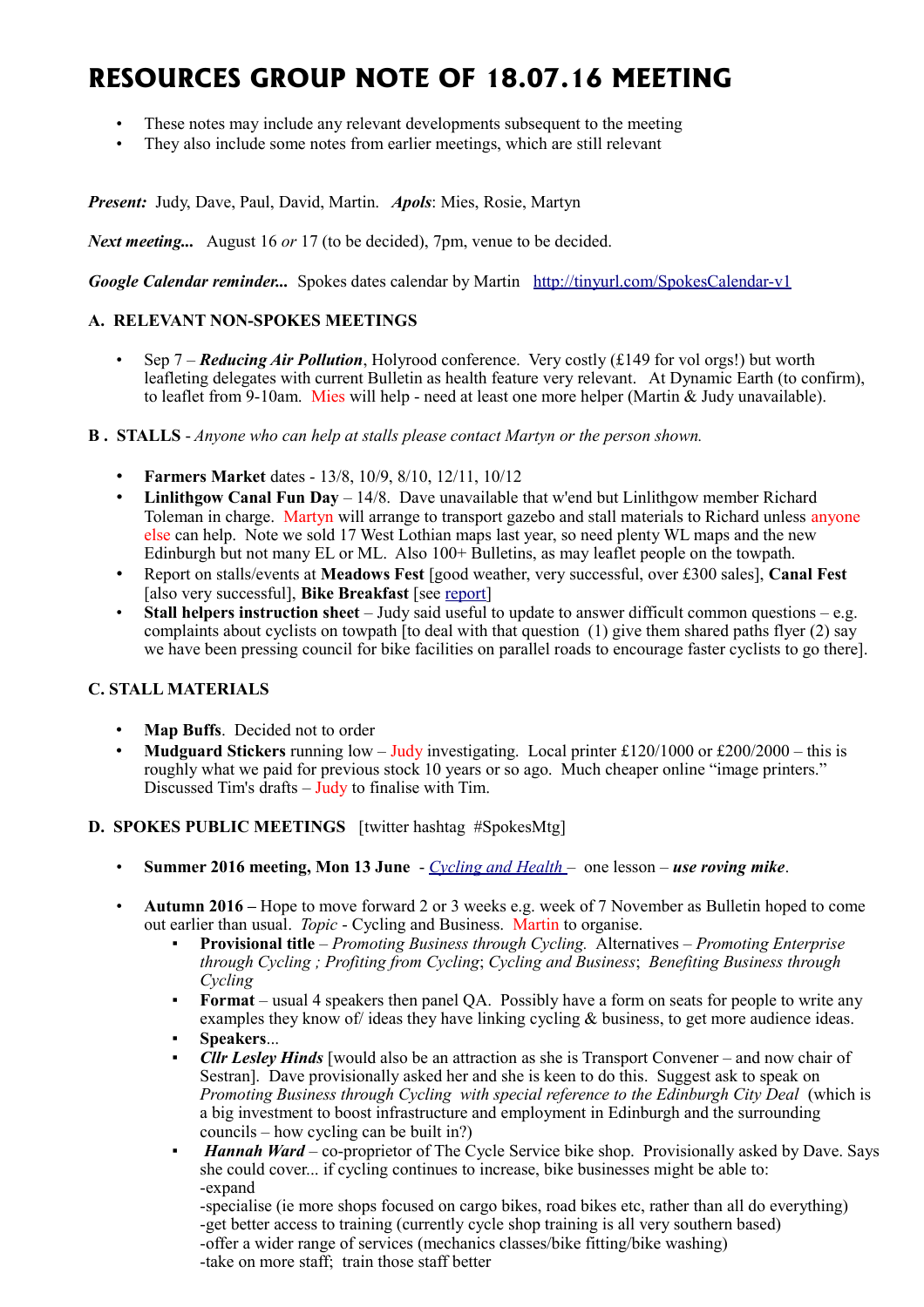# RESOURCES GROUP NOTE OF 18.07.16 MEETING

- These notes may include any relevant developments subsequent to the meeting
- They also include some notes from earlier meetings, which are still relevant

***Present:*** Judy, Dave, Paul, David, Martin. ***Apols***: Mies, Rosie, Martyn

***Next meeting...*** August 16 *or* 17 (to be decided), 7pm, venue to be decided.

***Google Calendar reminder...*** Spokes dates calendar by Martin [http://tinyurl.com/SpokesCalendar-v1](http://tinyurl.com/SpokesCalendar-v1)

### A. RELEVANT NON-SPOKES MEETINGS

- Sep 7 – ***Reducing Air Pollution***, Holyrood conference. Very costly (£149 for vol orgs!) but worth leafleting delegates with current Bulletin as health feature very relevant. At Dynamic Earth (to confirm), to leaflet from 9-10am. Mies will help - need at least one more helper (Martin & Judy unavailable).

### B . STALLS - *Anyone who can help at stalls please contact Martyn or the person shown.*

- **Farmers Market** dates - 13/8, 10/9, 8/10, 12/11, 10/12
- **Linlithgow Canal Fun Day** – 14/8. Dave unavailable that w'end but Linlithgow member Richard Toleman in charge. Martyn will arrange to transport gazebo and stall materials to Richard unless anyone else can help. Note we sold 17 West Lothian maps last year, so need plenty WL maps and the new Edinburgh but not many EL or ML. Also 100+ Bulletins, as may leaflet people on the towpath.
- Report on stalls/events at **Meadows Fest** [good weather, very successful, over £300 sales], **Canal Fest** [also very successful], **Bike Breakfast** [see report]
- **Stall helpers instruction sheet** – Judy said useful to update to answer difficult common questions – e.g. complaints about cyclists on towpath [to deal with that question (1) give them shared paths flyer (2) say we have been pressing council for bike facilities on parallel roads to encourage faster cyclists to go there].

### C. STALL MATERIALS

- **Map Buffs**. Decided not to order
- **Mudguard Stickers** running low – Judy investigating. Local printer £120/1000 or £200/2000 – this is roughly what we paid for previous stock 10 years or so ago. Much cheaper online "image printers." Discussed Tim's drafts – Judy to finalise with Tim.

### D. SPOKES PUBLIC MEETINGS [twitter hashtag #SpokesMtg]

- **Summer 2016 meeting, Mon 13 June** - *Cycling and Health* – one lesson – ***use roving mike***.

- **Autumn 2016 –** Hope to move forward 2 or 3 weeks e.g. week of 7 November as Bulletin hoped to come out earlier than usual. *Topic* - Cycling and Business. Martin to organise.
  - **Provisional title** – *Promoting Business through Cycling.* Alternatives – *Promoting Enterprise through Cycling ; Profiting from Cycling*; *Cycling and Business*; *Benefiting Business through Cycling*
  - **Format** – usual 4 speakers then panel QA. Possibly have a form on seats for people to write any examples they know of/ ideas they have linking cycling & business, to get more audience ideas.
  - **Speakers**...
  - ***Cllr Lesley Hinds*** [would also be an attraction as she is Transport Convener – and now chair of Sestran]. Dave provisionally asked her and she is keen to do this. Suggest ask to speak on *Promoting Business through Cycling with special reference to the Edinburgh City Deal* (which is a big investment to boost infrastructure and employment in Edinburgh and the surrounding councils – how cycling can be built in?)
  - ***Hannah Ward*** – co-proprietor of The Cycle Service bike shop. Provisionally asked by Dave. Says she could cover... if cycling continues to increase, bike businesses might be able to:
    -expand
    -specialise (ie more shops focused on cargo bikes, road bikes etc, rather than all do everything)
    -get better access to training (currently cycle shop training is all very southern based)
    -offer a wider range of services (mechanics classes/bike fitting/bike washing)
    -take on more staff; train those staff better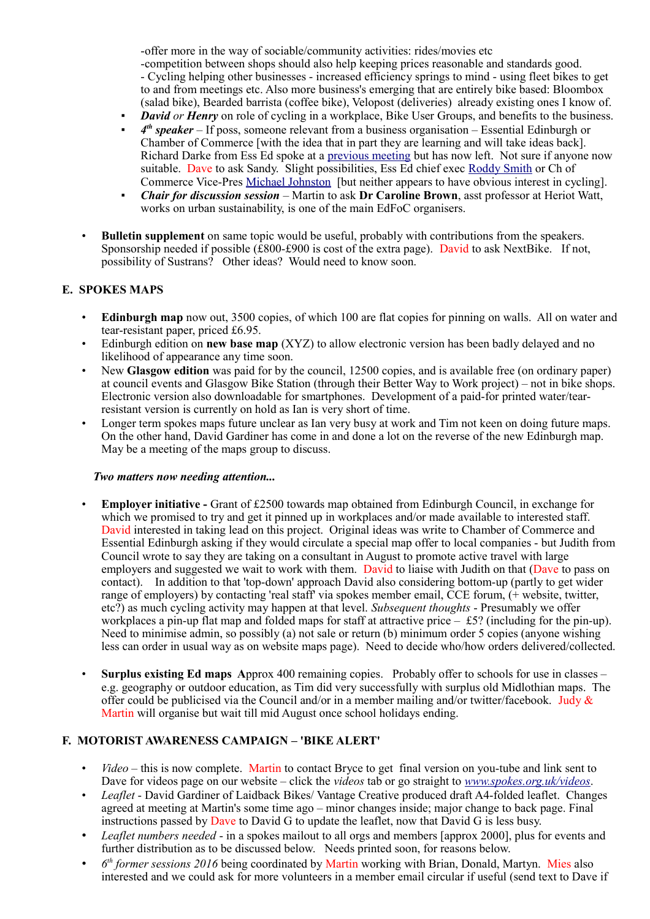-offer more in the way of sociable/community activities: rides/movies etc
-competition between shops should also help keeping prices reasonable and standards good.
- Cycling helping other businesses - increased efficiency springs to mind - using fleet bikes to get to and from meetings etc. Also more business's emerging that are entirely bike based: Bloombox (salad bike), Bearded barrista (coffee bike), Velopost (deliveries) already existing ones I know of.

- ***David*** *or* ***Henry*** on role of cycling in a workplace, Bike User Groups, and benefits to the business.
- ***4th speaker*** – If poss, someone relevant from a business organisation – Essential Edinburgh or Chamber of Commerce [with the idea that in part they are learning and will take ideas back]. Richard Darke from Ess Ed spoke at a previous meeting but has now left. Not sure if anyone now suitable. Dave to ask Sandy. Slight possibilities, Ess Ed chief exec Roddy Smith or Ch of Commerce Vice-Pres Michael Johnston [but neither appears to have obvious interest in cycling].
- ***Chair for discussion session*** – Martin to ask **Dr Caroline Brown**, asst professor at Heriot Watt, works on urban sustainability, is one of the main EdFoC organisers.

- **Bulletin supplement** on same topic would be useful, probably with contributions from the speakers. Sponsorship needed if possible (£800-£900 is cost of the extra page). David to ask NextBike. If not, possibility of Sustrans? Other ideas? Would need to know soon.

## E. SPOKES MAPS

- **Edinburgh map** now out, 3500 copies, of which 100 are flat copies for pinning on walls. All on water and tear-resistant paper, priced £6.95.
- Edinburgh edition on **new base map** (XYZ) to allow electronic version has been badly delayed and no likelihood of appearance any time soon.
- New **Glasgow edition** was paid for by the council, 12500 copies, and is available free (on ordinary paper) at council events and Glasgow Bike Station (through their Better Way to Work project) – not in bike shops. Electronic version also downloadable for smartphones. Development of a paid-for printed water/tear-resistant version is currently on hold as Ian is very short of time.
- Longer term spokes maps future unclear as Ian very busy at work and Tim not keen on doing future maps. On the other hand, David Gardiner has come in and done a lot on the reverse of the new Edinburgh map. May be a meeting of the maps group to discuss.

***Two matters now needing attention...***

- **Employer initiative -** Grant of £2500 towards map obtained from Edinburgh Council, in exchange for which we promised to try and get it pinned up in workplaces and/or made available to interested staff. David interested in taking lead on this project. Original ideas was write to Chamber of Commerce and Essential Edinburgh asking if they would circulate a special map offer to local companies - but Judith from Council wrote to say they are taking on a consultant in August to promote active travel with large employers and suggested we wait to work with them. David to liaise with Judith on that (Dave to pass on contact). In addition to that 'top-down' approach David also considering bottom-up (partly to get wider range of employers) by contacting 'real staff' via spokes member email, CCE forum, (+ website, twitter, etc?) as much cycling activity may happen at that level. *Subsequent thoughts* - Presumably we offer workplaces a pin-up flat map and folded maps for staff at attractive price – £5? (including for the pin-up). Need to minimise admin, so possibly (a) not sale or return (b) minimum order 5 copies (anyone wishing less can order in usual way as on website maps page). Need to decide who/how orders delivered/collected.

- **Surplus existing Ed maps** Approx 400 remaining copies. Probably offer to schools for use in classes – e.g. geography or outdoor education, as Tim did very successfully with surplus old Midlothian maps. The offer could be publicised via the Council and/or in a member mailing and/or twitter/facebook. Judy & Martin will organise but wait till mid August once school holidays ending.

## F. MOTORIST AWARENESS CAMPAIGN – 'BIKE ALERT'

- *Video* – this is now complete. Martin to contact Bryce to get final version on you-tube and link sent to Dave for videos page on our website – click the *videos* tab or go straight to *www.spokes.org.uk/videos*.
- *Leaflet* - David Gardiner of Laidback Bikes/ Vantage Creative produced draft A4-folded leaflet. Changes agreed at meeting at Martin's some time ago – minor changes inside; major change to back page. Final instructions passed by Dave to David G to update the leaflet, now that David G is less busy.
- *Leaflet numbers needed* - in a spokes mailout to all orgs and members [approx 2000], plus for events and further distribution as to be discussed below. Needs printed soon, for reasons below.
- *6th former sessions 2016* being coordinated by Martin working with Brian, Donald, Martyn. Mies also interested and we could ask for more volunteers in a member email circular if useful (send text to Dave if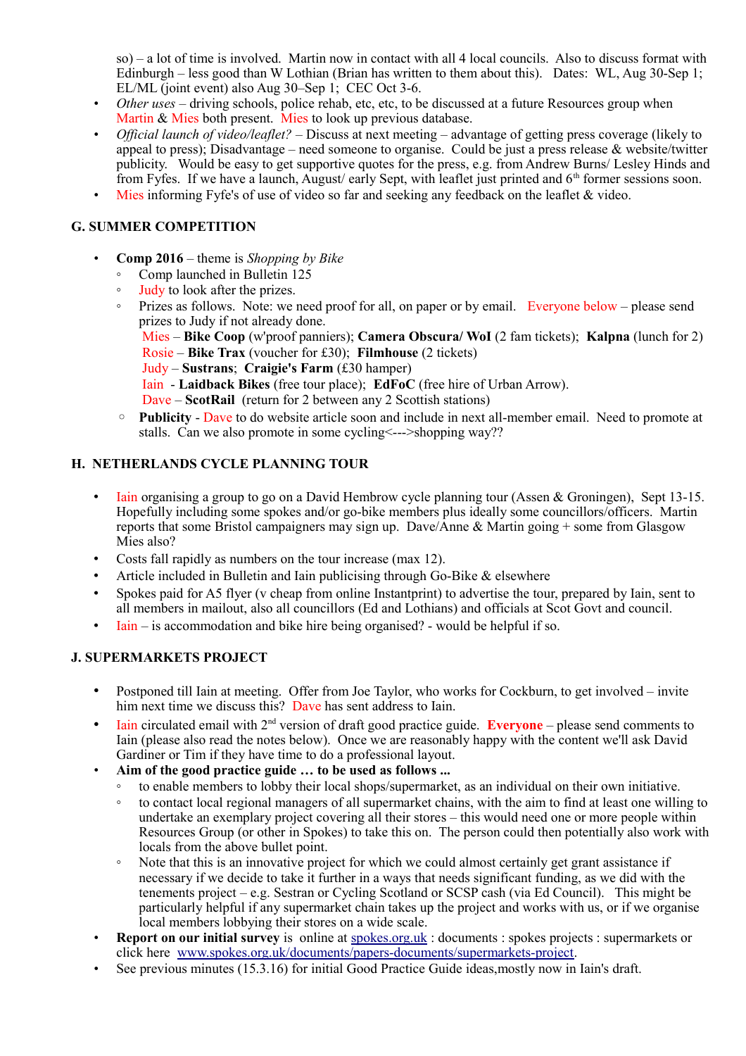so) – a lot of time is involved. Martin now in contact with all 4 local councils. Also to discuss format with Edinburgh – less good than W Lothian (Brian has written to them about this). Dates: WL, Aug 30-Sep 1; EL/ML (joint event) also Aug 30–Sep 1; CEC Oct 3-6.

- *Other uses* – driving schools, police rehab, etc, etc, to be discussed at a future Resources group when Martin & Mies both present. Mies to look up previous database.
- *Official launch of video/leaflet?* – Discuss at next meeting – advantage of getting press coverage (likely to appeal to press); Disadvantage – need someone to organise. Could be just a press release & website/twitter publicity. Would be easy to get supportive quotes for the press, e.g. from Andrew Burns/ Lesley Hinds and from Fyfes. If we have a launch, August/ early Sept, with leaflet just printed and 6th former sessions soon.
- Mies informing Fyfe's of use of video so far and seeking any feedback on the leaflet & video.

## G. SUMMER COMPETITION

- **Comp 2016** – theme is *Shopping by Bike*
  - Comp launched in Bulletin 125
  - Judy to look after the prizes.
  - Prizes as follows. Note: we need proof for all, on paper or by email. Everyone below – please send prizes to Judy if not already done.
    Mies – **Bike Coop** (w'proof panniers); **Camera Obscura/ WoI** (2 fam tickets); **Kalpna** (lunch for 2)
    Rosie – **Bike Trax** (voucher for £30); **Filmhouse** (2 tickets)
    Judy – **Sustrans**; **Craigie's Farm** (£30 hamper)
    Iain - **Laidback Bikes** (free tour place); **EdFoC** (free hire of Urban Arrow).
    Dave – **ScotRail** (return for 2 between any 2 Scottish stations)
  - **Publicity** - Dave to do website article soon and include in next all-member email. Need to promote at stalls. Can we also promote in some cycling<--->shopping way??

## H. NETHERLANDS CYCLE PLANNING TOUR

- Iain organising a group to go on a David Hembrow cycle planning tour (Assen & Groningen), Sept 13-15. Hopefully including some spokes and/or go-bike members plus ideally some councillors/officers. Martin reports that some Bristol campaigners may sign up. Dave/Anne & Martin going + some from Glasgow Mies also?
- Costs fall rapidly as numbers on the tour increase (max 12).
- Article included in Bulletin and Iain publicising through Go-Bike & elsewhere
- Spokes paid for A5 flyer (v cheap from online Instantprint) to advertise the tour, prepared by Iain, sent to all members in mailout, also all councillors (Ed and Lothians) and officials at Scot Govt and council.
- Iain – is accommodation and bike hire being organised? - would be helpful if so.

## J. SUPERMARKETS PROJECT

- Postponed till Iain at meeting. Offer from Joe Taylor, who works for Cockburn, to get involved – invite him next time we discuss this? Dave has sent address to Iain.
- Iain circulated email with 2nd version of draft good practice guide. **Everyone** – please send comments to Iain (please also read the notes below). Once we are reasonably happy with the content we'll ask David Gardiner or Tim if they have time to do a professional layout.
- **Aim of the good practice guide … to be used as follows ...**
  - to enable members to lobby their local shops/supermarket, as an individual on their own initiative.
  - to contact local regional managers of all supermarket chains, with the aim to find at least one willing to undertake an exemplary project covering all their stores – this would need one or more people within Resources Group (or other in Spokes) to take this on. The person could then potentially also work with locals from the above bullet point.
  - Note that this is an innovative project for which we could almost certainly get grant assistance if necessary if we decide to take it further in a ways that needs significant funding, as we did with the tenements project – e.g. Sestran or Cycling Scotland or SCSP cash (via Ed Council). This might be particularly helpful if any supermarket chain takes up the project and works with us, or if we organise local members lobbying their stores on a wide scale.
- **Report on our initial survey** is online at spokes.org.uk : documents : spokes projects : supermarkets or click here www.spokes.org.uk/documents/papers-documents/supermarkets-project.
- See previous minutes (15.3.16) for initial Good Practice Guide ideas,mostly now in Iain's draft.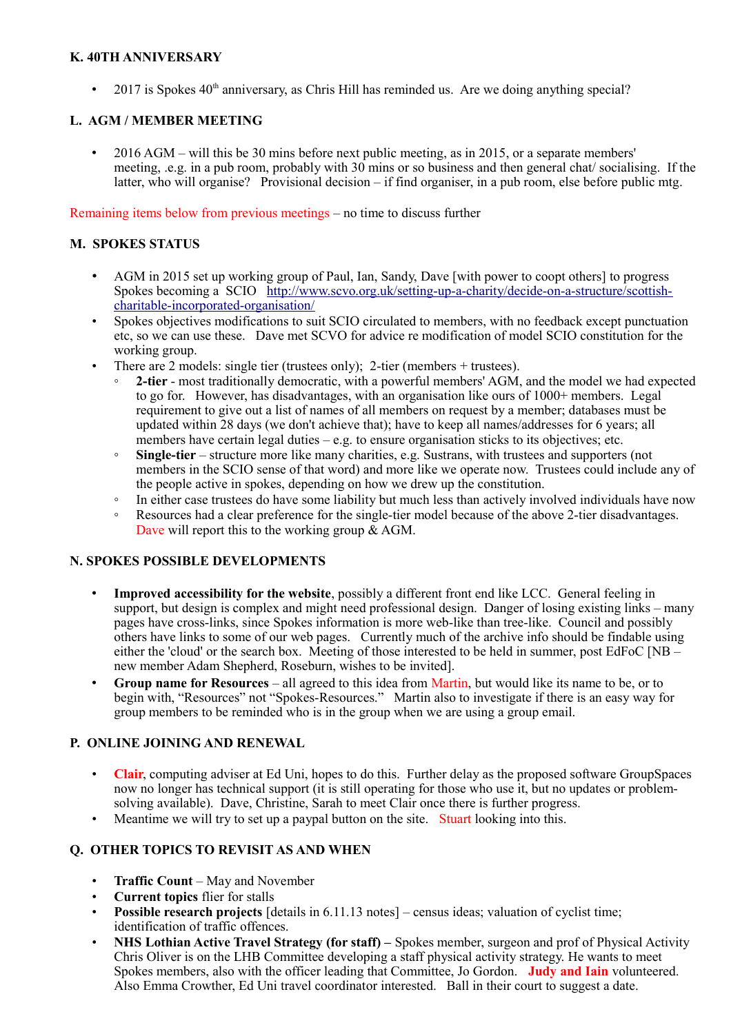**K. 40TH ANNIVERSARY**

- 2017 is Spokes 40th anniversary, as Chris Hill has reminded us. Are we doing anything special?

**L. AGM / MEMBER MEETING**

- 2016 AGM – will this be 30 mins before next public meeting, as in 2015, or a separate members' meeting, .e.g. in a pub room, probably with 30 mins or so business and then general chat/ socialising. If the latter, who will organise? Provisional decision – if find organiser, in a pub room, else before public mtg.

Remaining items below from previous meetings – no time to discuss further

**M. SPOKES STATUS**

- AGM in 2015 set up working group of Paul, Ian, Sandy, Dave [with power to coopt others] to progress Spokes becoming a SCIO http://www.scvo.org.uk/setting-up-a-charity/decide-on-a-structure/scottish-charitable-incorporated-organisation/
- Spokes objectives modifications to suit SCIO circulated to members, with no feedback except punctuation etc, so we can use these. Dave met SCVO for advice re modification of model SCIO constitution for the working group.
- There are 2 models: single tier (trustees only); 2-tier (members + trustees).
  - **2-tier** - most traditionally democratic, with a powerful members' AGM, and the model we had expected to go for. However, has disadvantages, with an organisation like ours of 1000+ members. Legal requirement to give out a list of names of all members on request by a member; databases must be updated within 28 days (we don't achieve that); have to keep all names/addresses for 6 years; all members have certain legal duties – e.g. to ensure organisation sticks to its objectives; etc.
  - **Single-tier** – structure more like many charities, e.g. Sustrans, with trustees and supporters (not members in the SCIO sense of that word) and more like we operate now. Trustees could include any of the people active in spokes, depending on how we drew up the constitution.
  - In either case trustees do have some liability but much less than actively involved individuals have now
  - Resources had a clear preference for the single-tier model because of the above 2-tier disadvantages. Dave will report this to the working group & AGM.

**N. SPOKES POSSIBLE DEVELOPMENTS**

- **Improved accessibility for the website**, possibly a different front end like LCC. General feeling in support, but design is complex and might need professional design. Danger of losing existing links – many pages have cross-links, since Spokes information is more web-like than tree-like. Council and possibly others have links to some of our web pages. Currently much of the archive info should be findable using either the 'cloud' or the search box. Meeting of those interested to be held in summer, post EdFoC [NB – new member Adam Shepherd, Roseburn, wishes to be invited].
- **Group name for Resources** – all agreed to this idea from Martin, but would like its name to be, or to begin with, “Resources” not “Spokes-Resources.” Martin also to investigate if there is an easy way for group members to be reminded who is in the group when we are using a group email.

**P. ONLINE JOINING AND RENEWAL**

- **Clair**, computing adviser at Ed Uni, hopes to do this. Further delay as the proposed software GroupSpaces now no longer has technical support (it is still operating for those who use it, but no updates or problem-solving available). Dave, Christine, Sarah to meet Clair once there is further progress.
- Meantime we will try to set up a paypal button on the site. Stuart looking into this.

**Q. OTHER TOPICS TO REVISIT AS AND WHEN**

- **Traffic Count** – May and November
- **Current topics** flier for stalls
- **Possible research projects** [details in 6.11.13 notes] – census ideas; valuation of cyclist time; identification of traffic offences.
- **NHS Lothian Active Travel Strategy (for staff) –** Spokes member, surgeon and prof of Physical Activity Chris Oliver is on the LHB Committee developing a staff physical activity strategy. He wants to meet Spokes members, also with the officer leading that Committee, Jo Gordon. **Judy and Iain** volunteered. Also Emma Crowther, Ed Uni travel coordinator interested. Ball in their court to suggest a date.